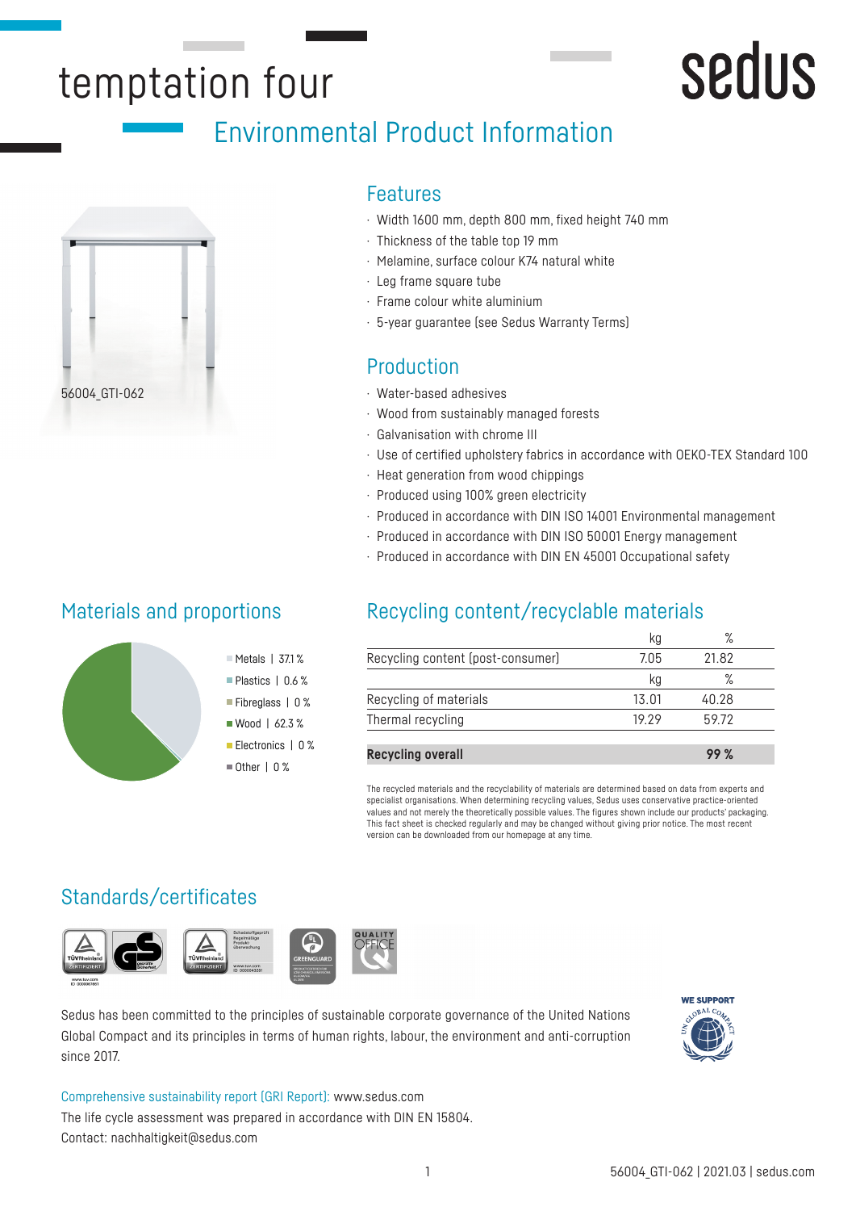# temptation four

sedus

## Environmental Product Information

56004_GTI-062

### Features

- Width 1600 mm, depth 800 mm, fixed height 740 mm
- Thickness of the table top 19 mm
- Melamine, surface colour K74 natural white
- Leg frame square tube
- Frame colour white aluminium
- 5-year guarantee (see Sedus Warranty Terms)

### Production

- Water-based adhesives
- Wood from sustainably managed forests
- Galvanisation with chrome III
- Use of certified upholstery fabrics in accordance with OEKO-TEX Standard 100
- Heat generation from wood chippings
- Produced using 100% green electricity
- Produced in accordance with DIN ISO 14001 Environmental management
- Produced in accordance with DIN ISO 50001 Energy management
- Produced in accordance with DIN EN 45001 Occupational safety

### Materials and proportions

- Metals | 37.1 %
- Plastics | 0.6 %
- Fibreglass | 0 %
- Wood | 62.3 %
- Electronics | 0 %
- Other | 0 %

### Recycling content/recyclable materials

| | kg | % |
|---|---|---|
| Recycling content (post-consumer) | 7.05 | 21.82 |
| | kg | % |
| Recycling of materials | 13.01 | 40.28 |
| Thermal recycling | 19.29 | 59.72 |
| **Recycling overall** | | **99 %** |

The recycled materials and the recyclability of materials are determined based on data from experts and specialist organisations. When determining recycling values, Sedus uses conservative practice-oriented values and not merely the theoretically possible values. The figures shown include our products' packaging. This fact sheet is checked regularly and may be changed without giving prior notice. The most recent version can be downloaded from our homepage at any time.

### Standards/certificates

Sedus has been committed to the principles of sustainable corporate governance of the United Nations Global Compact and its principles in terms of human rights, labour, the environment and anti-corruption since 2017.

WE SUPPORT

Comprehensive sustainability report (GRI Report): www.sedus.com
The life cycle assessment was prepared in accordance with DIN EN 15804.
Contact: nachhaltigkeit@sedus.com

56004_GTI-062 | 2021.03 | sedus.com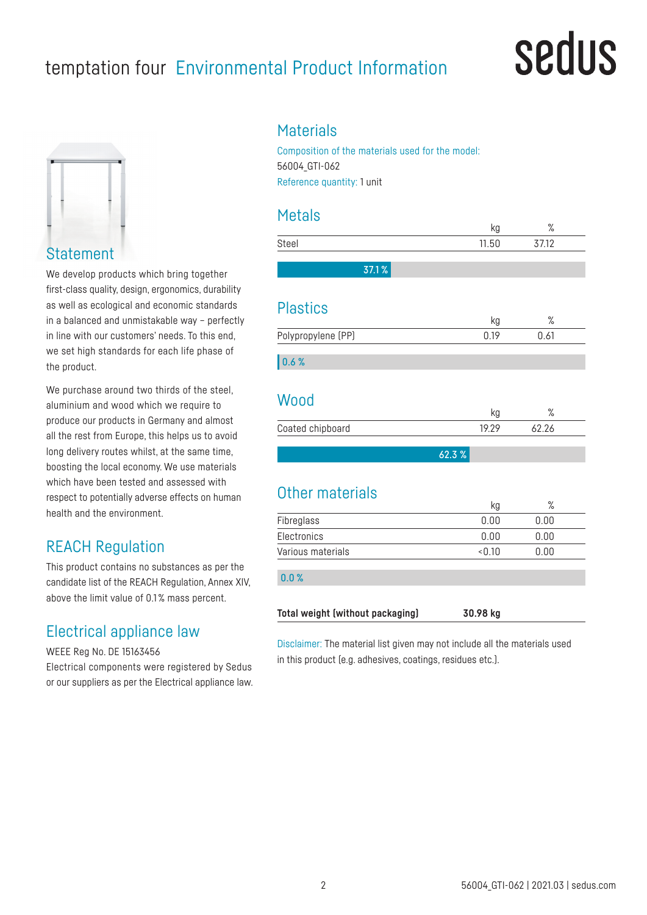# temptation four Environmental Product Information

## Statement

We develop products which bring together first-class quality, design, ergonomics, durability as well as ecological and economic standards in a balanced and unmistakable way – perfectly in line with our customers' needs. To this end, we set high standards for each life phase of the product.

We purchase around two thirds of the steel, aluminium and wood which we require to produce our products in Germany and almost all the rest from Europe, this helps us to avoid long delivery routes whilst, at the same time, boosting the local economy. We use materials which have been tested and assessed with respect to potentially adverse effects on human health and the environment.

## REACH Regulation

This product contains no substances as per the candidate list of the REACH Regulation, Annex XIV, above the limit value of 0.1 % mass percent.

## Electrical appliance law

WEEE Reg No. DE 15163456
Electrical components were registered by Sedus or our suppliers as per the Electrical appliance law.

## Materials

Composition of the materials used for the model:
56004_GTI-062
Reference quantity: 1 unit

### Metals

| | kg | % |
|---|---|---|
| Steel | 11.50 | 37.12 |

37.1 %

### Plastics

| | kg | % |
|---|---|---|
| Polypropylene (PP) | 0.19 | 0.61 |

0.6 %

### Wood

| | kg | % |
|---|---|---|
| Coated chipboard | 19.29 | 62.26 |

62.3 %

### Other materials

| | kg | % |
|---|---|---|
| Fibreglass | 0.00 | 0.00 |
| Electronics | 0.00 | 0.00 |
| Various materials | <0.10 | 0.00 |

0.0 %

**Total weight (without packaging)** **30.98 kg**

Disclaimer: The material list given may not include all the materials used in this product (e.g. adhesives, coatings, residues etc.).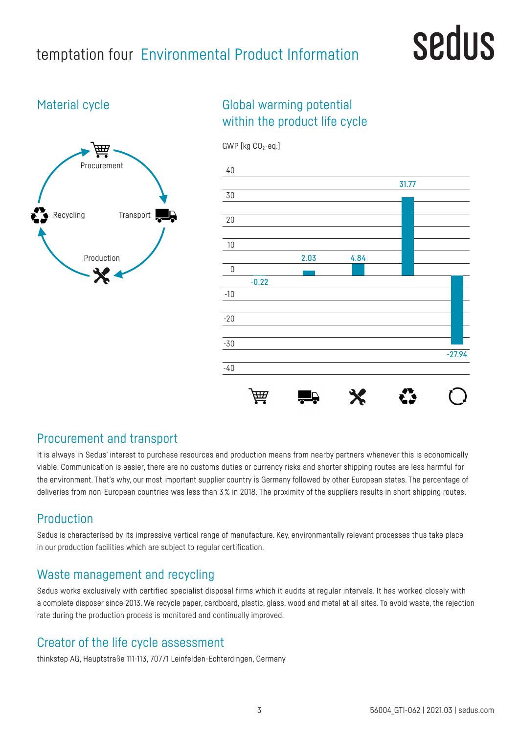# temptation four Environmental Product Information

## Material cycle

Procurement

Transport

Production

Recycling

## Global warming potential within the product life cycle

GWP [kg $CO_2$-eq.]

| Procurement | Transport | Production | Recycling | Total |
|---|---|---|---|---|
| -0.22 | 2.03 | 4.84 | 31.77 | -27.94 |

## Procurement and transport

It is always in Sedus' interest to purchase resources and production means from nearby partners whenever this is economically viable. Communication is easier, there are no customs duties or currency risks and shorter shipping routes are less harmful for the environment. That's why, our most important supplier country is Germany followed by other European states. The percentage of deliveries from non-European countries was less than 3 % in 2018. The proximity of the suppliers results in short shipping routes.

## Production

Sedus is characterised by its impressive vertical range of manufacture. Key, environmentally relevant processes thus take place in our production facilities which are subject to regular certification.

## Waste management and recycling

Sedus works exclusively with certified specialist disposal firms which it audits at regular intervals. It has worked closely with a complete disposer since 2013. We recycle paper, cardboard, plastic, glass, wood and metal at all sites. To avoid waste, the rejection rate during the production process is monitored and continually improved.

## Creator of the life cycle assessment

thinkstep AG, Hauptstraße 111-113, 70771 Leinfelden-Echterdingen, Germany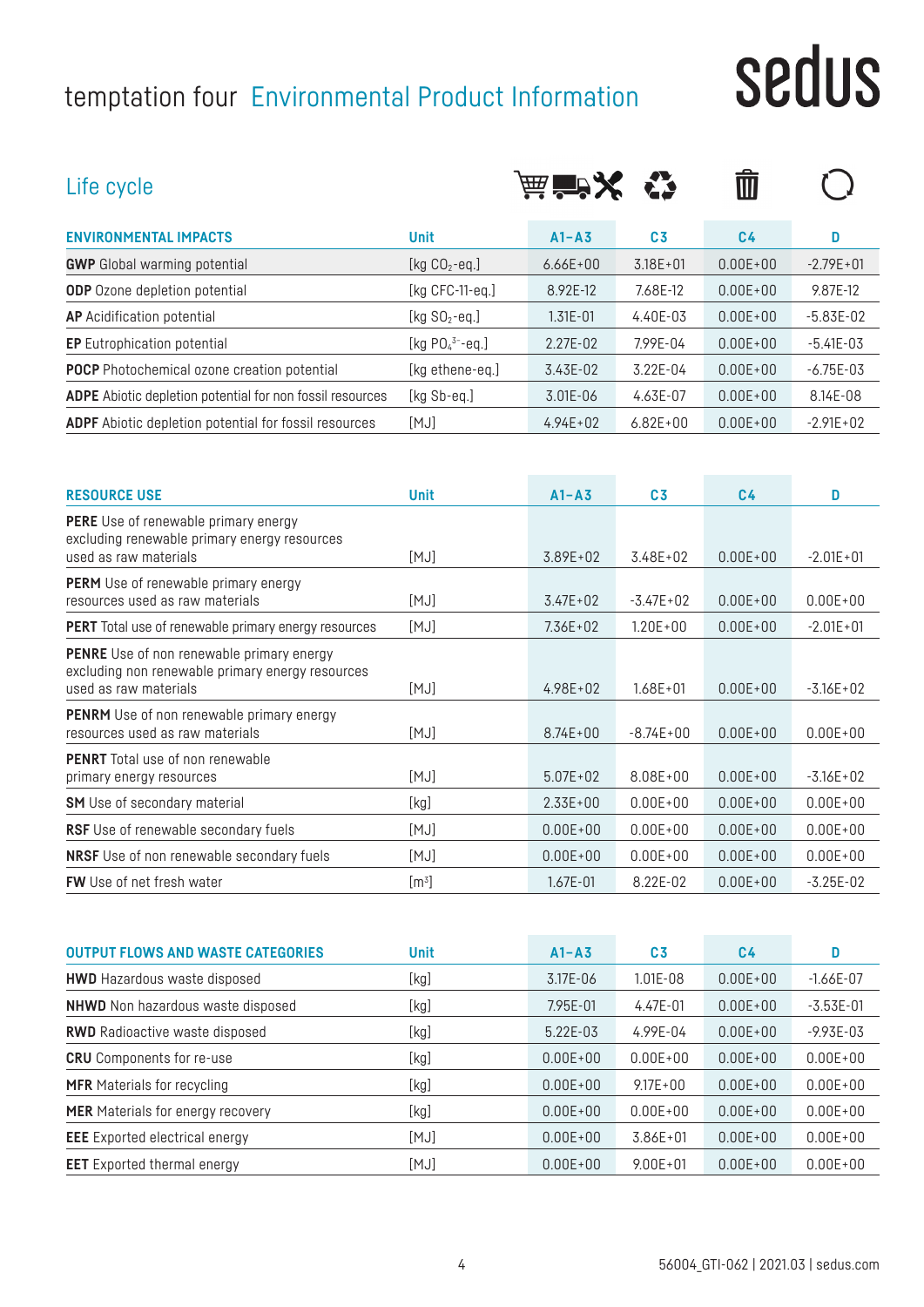# temptation four Environmental Product Information

sedus

## Life cycle

| ENVIRONMENTAL IMPACTS | Unit | A1–A3 | C3 | C4 | D |
|---|---|---|---|---|---|
| **GWP** Global warming potential | [kg $CO_2$-eq.] | 6.66E+00 | 3.18E+01 | 0.00E+00 | -2.79E+01 |
| **ODP** Ozone depletion potential | [kg CFC-11-eq.] | 8.92E-12 | 7.68E-12 | 0.00E+00 | 9.87E-12 |
| **AP** Acidification potential | [kg $SO_2$-eq.] | 1.31E-01 | 4.40E-03 | 0.00E+00 | -5.83E-02 |
| **EP** Eutrophication potential | [kg $PO_4^{3-}$-eq.] | 2.27E-02 | 7.99E-04 | 0.00E+00 | -5.41E-03 |
| **POCP** Photochemical ozone creation potential | [kg ethene-eq.] | 3.43E-02 | 3.22E-04 | 0.00E+00 | -6.75E-03 |
| **ADPE** Abiotic depletion potential for non fossil resources | [kg Sb-eq.] | 3.01E-06 | 4.63E-07 | 0.00E+00 | 8.14E-08 |
| **ADPF** Abiotic depletion potential for fossil resources | [MJ] | 4.94E+02 | 6.82E+00 | 0.00E+00 | -2.91E+02 |

| RESOURCE USE | Unit | A1–A3 | C3 | C4 | D |
|---|---|---|---|---|---|
| **PERE** Use of renewable primary energy excluding renewable primary energy resources used as raw materials | [MJ] | 3.89E+02 | 3.48E+02 | 0.00E+00 | -2.01E+01 |
| **PERM** Use of renewable primary energy resources used as raw materials | [MJ] | 3.47E+02 | -3.47E+02 | 0.00E+00 | 0.00E+00 |
| **PERT** Total use of renewable primary energy resources | [MJ] | 7.36E+02 | 1.20E+00 | 0.00E+00 | -2.01E+01 |
| **PENRE** Use of non renewable primary energy excluding non renewable primary energy resources used as raw materials | [MJ] | 4.98E+02 | 1.68E+01 | 0.00E+00 | -3.16E+02 |
| **PENRM** Use of non renewable primary energy resources used as raw materials | [MJ] | 8.74E+00 | -8.74E+00 | 0.00E+00 | 0.00E+00 |
| **PENRT** Total use of non renewable primary energy resources | [MJ] | 5.07E+02 | 8.08E+00 | 0.00E+00 | -3.16E+02 |
| **SM** Use of secondary material | [kg] | 2.33E+00 | 0.00E+00 | 0.00E+00 | 0.00E+00 |
| **RSF** Use of renewable secondary fuels | [MJ] | 0.00E+00 | 0.00E+00 | 0.00E+00 | 0.00E+00 |
| **NRSF** Use of non renewable secondary fuels | [MJ] | 0.00E+00 | 0.00E+00 | 0.00E+00 | 0.00E+00 |
| **FW** Use of net fresh water | [$m^3$] | 1.67E-01 | 8.22E-02 | 0.00E+00 | -3.25E-02 |

| OUTPUT FLOWS AND WASTE CATEGORIES | Unit | A1–A3 | C3 | C4 | D |
|---|---|---|---|---|---|
| **HWD** Hazardous waste disposed | [kg] | 3.17E-06 | 1.01E-08 | 0.00E+00 | -1.66E-07 |
| **NHWD** Non hazardous waste disposed | [kg] | 7.95E-01 | 4.47E-01 | 0.00E+00 | -3.53E-01 |
| **RWD** Radioactive waste disposed | [kg] | 5.22E-03 | 4.99E-04 | 0.00E+00 | -9.93E-03 |
| **CRU** Components for re-use | [kg] | 0.00E+00 | 0.00E+00 | 0.00E+00 | 0.00E+00 |
| **MFR** Materials for recycling | [kg] | 0.00E+00 | 9.17E+00 | 0.00E+00 | 0.00E+00 |
| **MER** Materials for energy recovery | [kg] | 0.00E+00 | 0.00E+00 | 0.00E+00 | 0.00E+00 |
| **EEE** Exported electrical energy | [MJ] | 0.00E+00 | 3.86E+01 | 0.00E+00 | 0.00E+00 |
| **EET** Exported thermal energy | [MJ] | 0.00E+00 | 9.00E+01 | 0.00E+00 | 0.00E+00 |

56004_GTI-062 | 2021.03 | sedus.com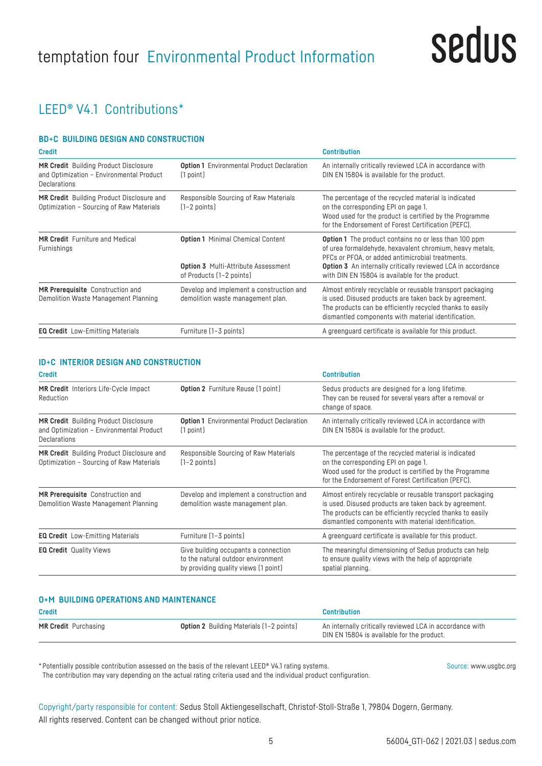# temptation four Environmental Product Information

## LEED® V4.1 Contributions*

### BD+C BUILDING DESIGN AND CONSTRUCTION

| Credit | | Contribution |
|---|---|---|
| **MR Credit** Building Product Disclosure and Optimization – Environmental Product Declarations | **Option 1** Environmental Product Declaration (1 point) | An internally critically reviewed LCA in accordance with DIN EN 15804 is available for the product. |
| **MR Credit** Building Product Disclosure and Optimization – Sourcing of Raw Materials | Responsible Sourcing of Raw Materials (1–2 points) | The percentage of the recycled material is indicated on the corresponding EPI on page 1. Wood used for the product is certified by the Programme for the Endorsement of Forest Certification (PEFC). |
| **MR Credit** Furniture and Medical Furnishings | **Option 1** Minimal Chemical Content<br><br>**Option 3** Multi-Attribute Assessment of Products (1–2 points) | **Option 1** The product contains no or less than 100 ppm of urea formaldehyde, hexavalent chromium, heavy metals, PFCs or PFOA, or added antimicrobial treatments.<br>**Option 3** An internally critically reviewed LCA in accordance with DIN EN 15804 is available for the product. |
| **MR Prerequisite** Construction and Demolition Waste Management Planning | Develop and implement a construction and demolition waste management plan. | Almost entirely recyclable or reusable transport packaging is used. Disused products are taken back by agreement. The products can be efficiently recycled thanks to easily dismantled components with material identification. |
| **EQ Credit** Low-Emitting Materials | Furniture (1–3 points) | A greenguard certificate is available for this product. |

### ID+C INTERIOR DESIGN AND CONSTRUCTION

| Credit | | Contribution |
|---|---|---|
| **MR Credit** Interiors Life-Cycle Impact Reduction | **Option 2** Furniture Reuse (1 point) | Sedus products are designed for a long lifetime. They can be reused for several years after a removal or change of space. |
| **MR Credit** Building Product Disclosure and Optimization – Environmental Product Declarations | **Option 1** Environmental Product Declaration (1 point) | An internally critically reviewed LCA in accordance with DIN EN 15804 is available for the product. |
| **MR Credit** Building Product Disclosure and Optimization – Sourcing of Raw Materials | Responsible Sourcing of Raw Materials (1–2 points) | The percentage of the recycled material is indicated on the corresponding EPI on page 1. Wood used for the product is certified by the Programme for the Endorsement of Forest Certification (PEFC). |
| **MR Prerequisite** Construction and Demolition Waste Management Planning | Develop and implement a construction and demolition waste management plan. | Almost entirely recyclable or reusable transport packaging is used. Disused products are taken back by agreement. The products can be efficiently recycled thanks to easily dismantled components with material identification. |
| **EQ Credit** Low-Emitting Materials | Furniture (1–3 points) | A greenguard certificate is available for this product. |
| **EQ Credit** Quality Views | Give building occupants a connection to the natural outdoor environment by providing quality views (1 point) | The meaningful dimensioning of Sedus products can help to ensure quality views with the help of appropriate spatial planning. |

### O+M BUILDING OPERATIONS AND MAINTENANCE

| Credit | | Contribution |
|---|---|---|
| **MR Credit** Purchasing | **Option 2** Building Materials (1–2 points) | An internally critically reviewed LCA in accordance with DIN EN 15804 is available for the product. |

* Potentially possible contribution assessed on the basis of the relevant LEED® V4.1 rating systems.
The contribution may vary depending on the actual rating criteria used and the individual product configuration.

Source: www.usgbc.org

Copyright/party responsible for content: Sedus Stoll Aktiengesellschaft, Christof-Stoll-Straße 1, 79804 Dogern, Germany.
All rights reserved. Content can be changed without prior notice.

56004_GTI-062 | 2021.03 | sedus.com